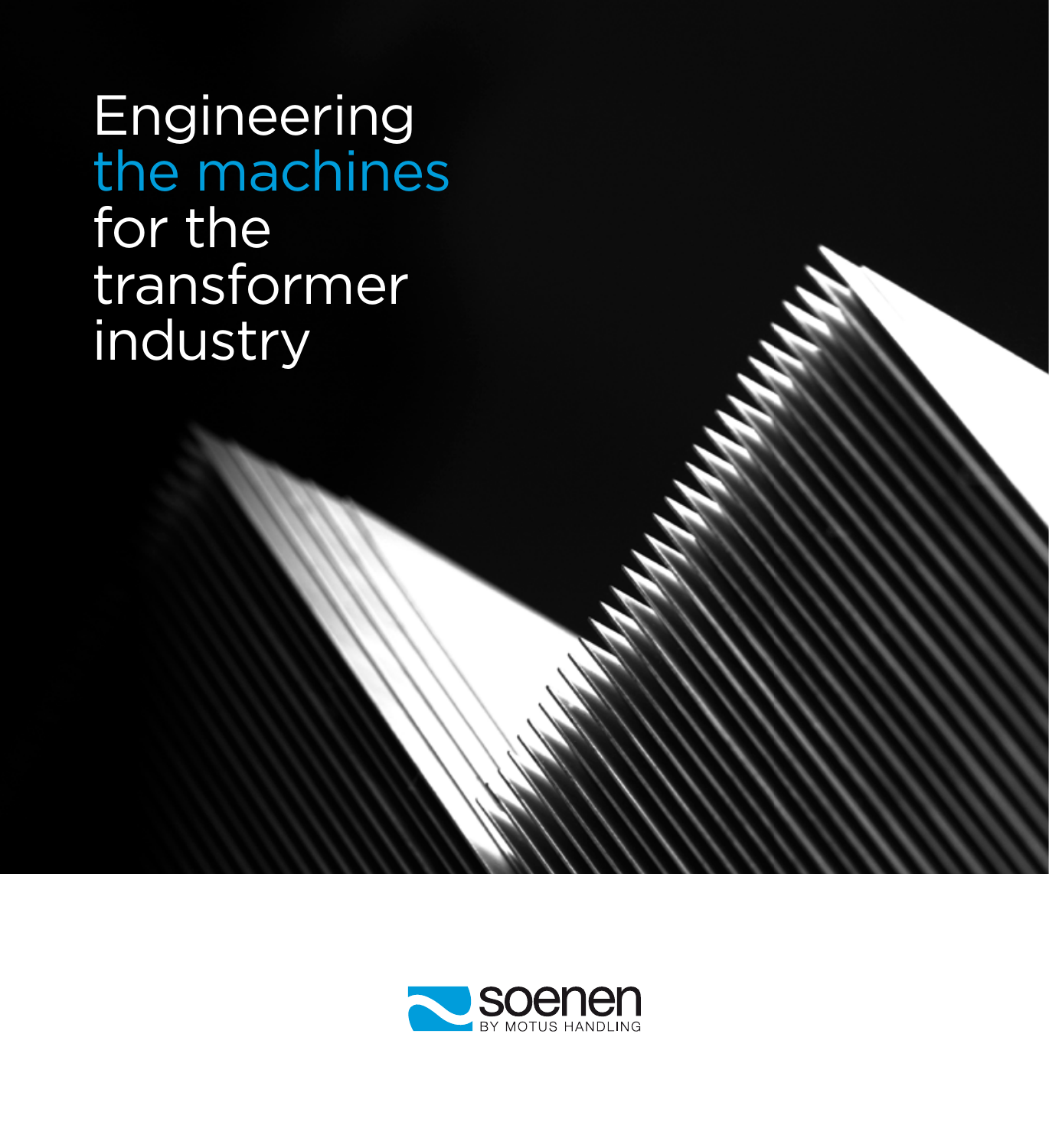# Engineering the machines for the transformer industry

soenen

BY MOTUS HANDLING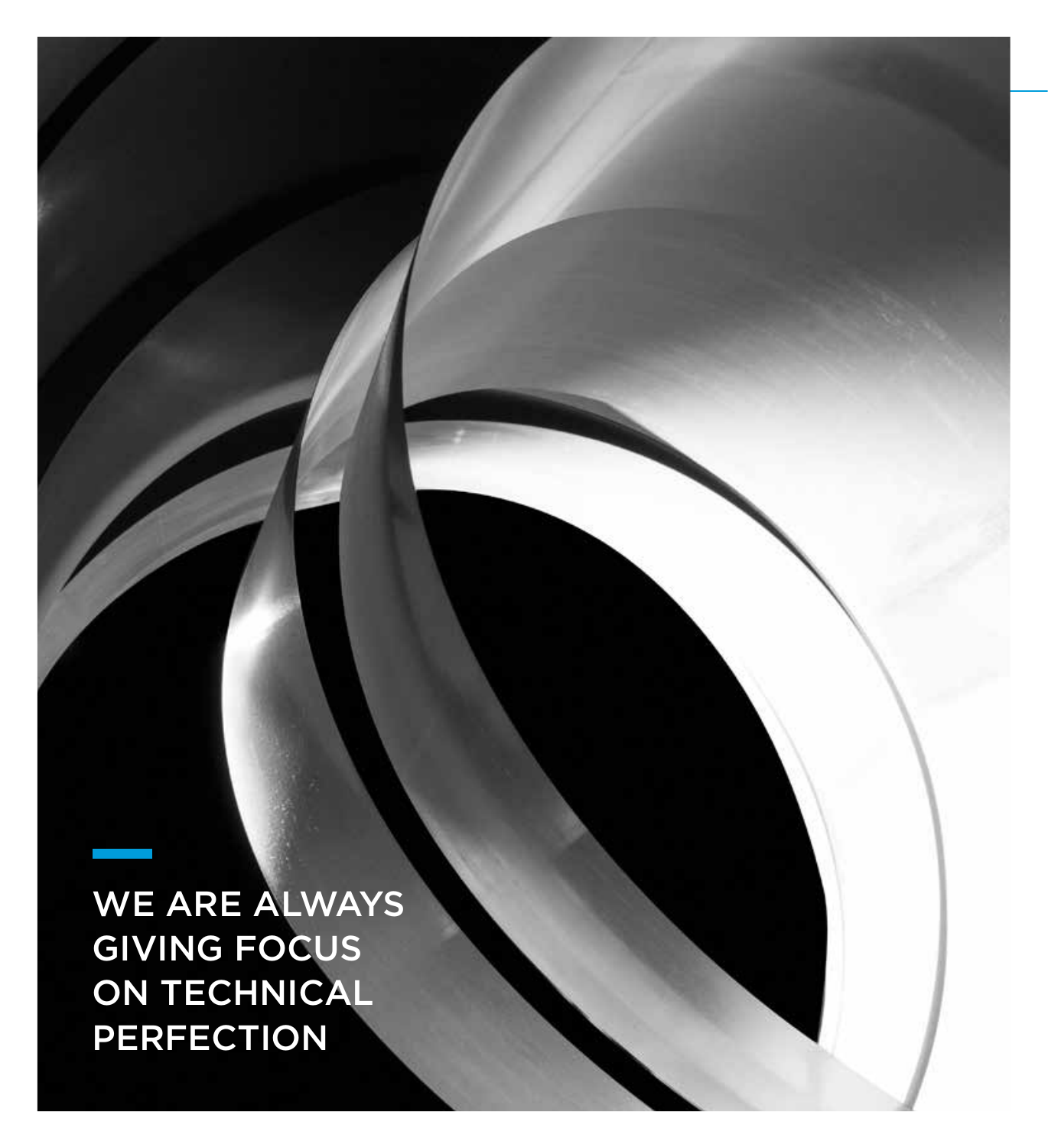WE ARE ALWAYS GIVING FOCUS ON TECHNICAL PERFECTION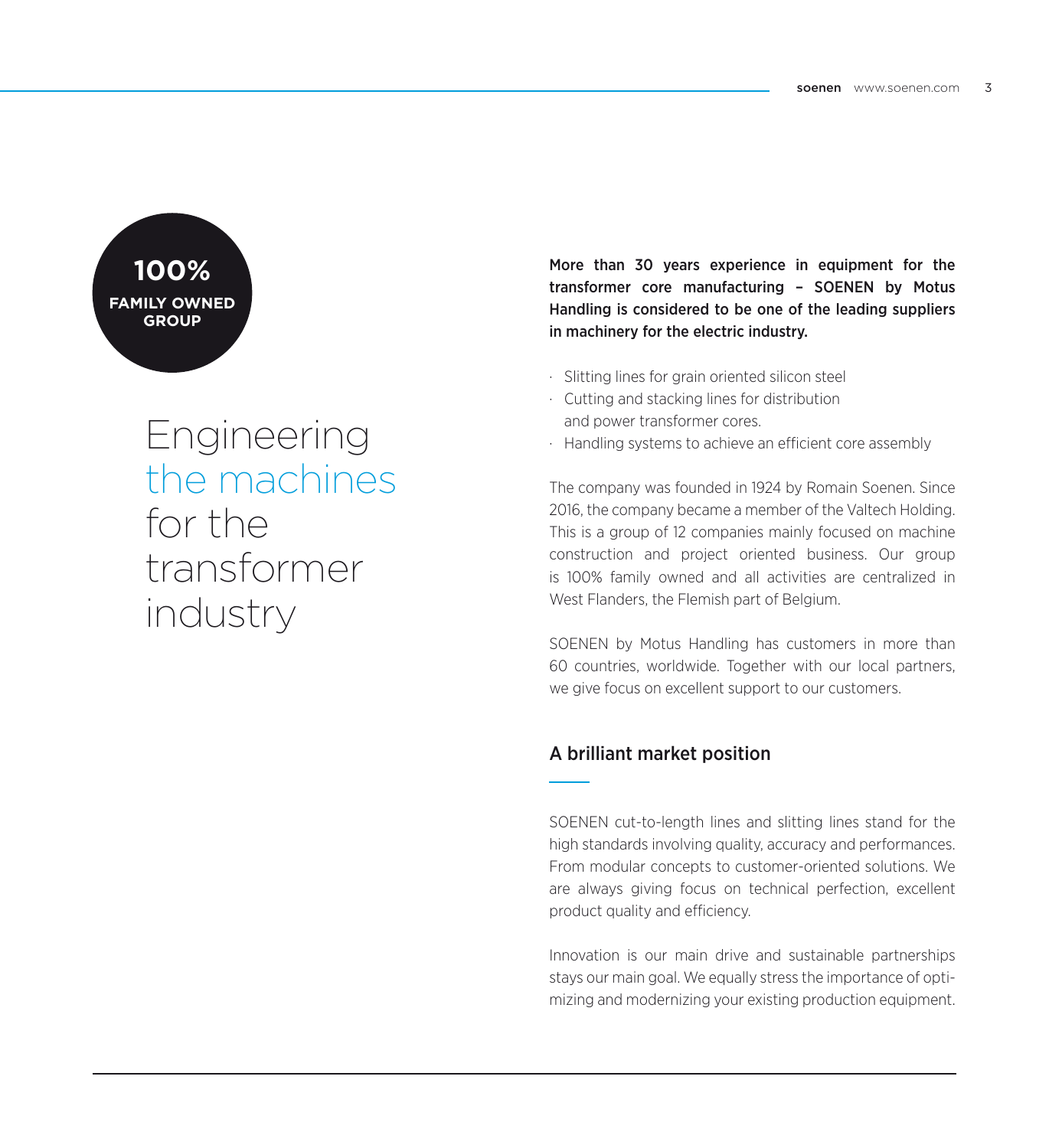**100%**
**FAMILY OWNED GROUP**

# Engineering the machines for the transformer industry

**More than 30 years experience in equipment for the transformer core manufacturing – SOENEN by Motus Handling is considered to be one of the leading suppliers in machinery for the electric industry.**

- Slitting lines for grain oriented silicon steel
- Cutting and stacking lines for distribution and power transformer cores.
- Handling systems to achieve an efficient core assembly

The company was founded in 1924 by Romain Soenen. Since 2016, the company became a member of the Valtech Holding. This is a group of 12 companies mainly focused on machine construction and project oriented business. Our group is 100% family owned and all activities are centralized in West Flanders, the Flemish part of Belgium.

SOENEN by Motus Handling has customers in more than 60 countries, worldwide. Together with our local partners, we give focus on excellent support to our customers.

## A brilliant market position

SOENEN cut-to-length lines and slitting lines stand for the high standards involving quality, accuracy and performances. From modular concepts to customer-oriented solutions. We are always giving focus on technical perfection, excellent product quality and efficiency.

Innovation is our main drive and sustainable partnerships stays our main goal. We equally stress the importance of optimizing and modernizing your existing production equipment.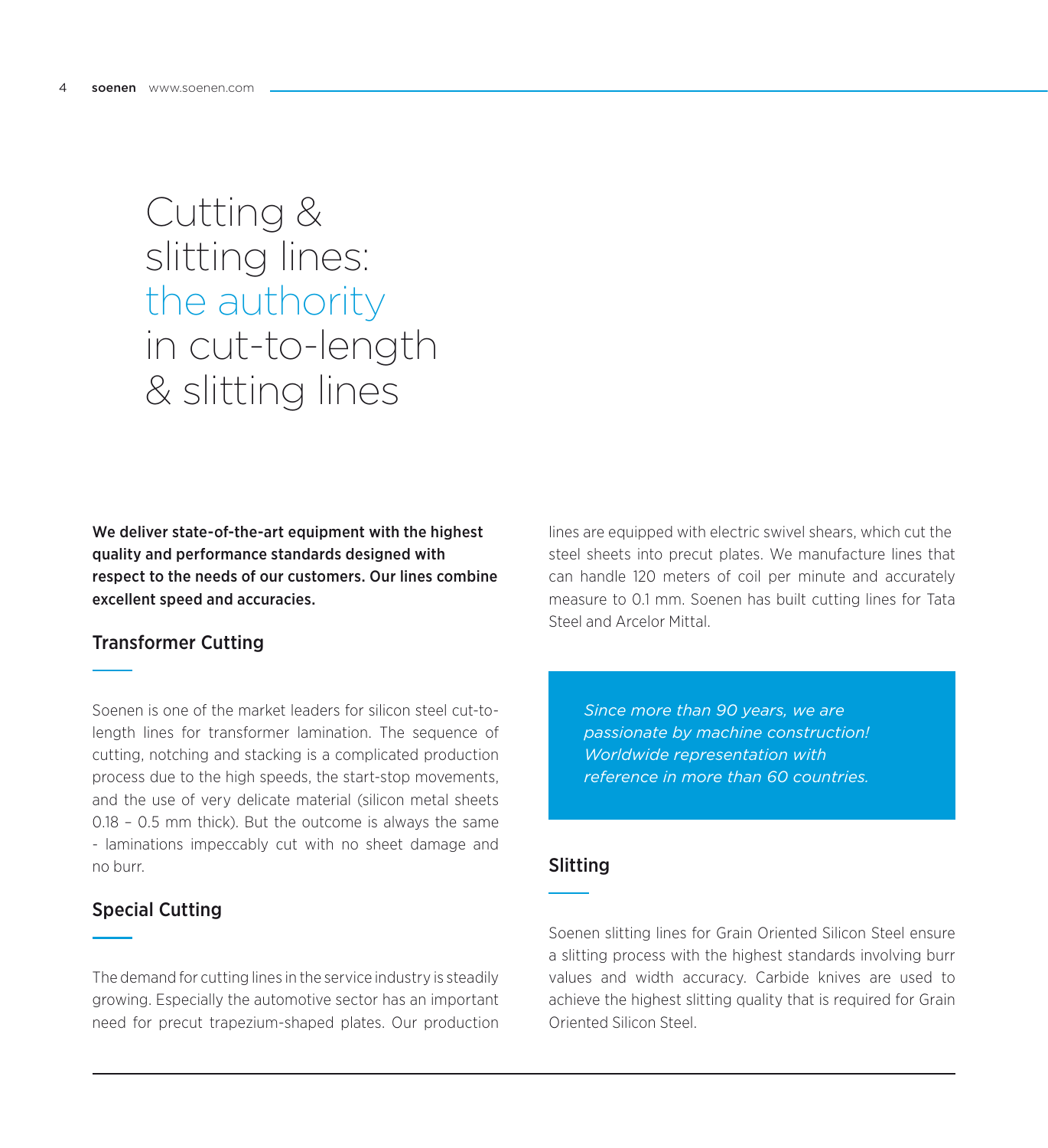# Cutting & slitting lines: the authority in cut-to-length & slitting lines

**We deliver state-of-the-art equipment with the highest quality and performance standards designed with respect to the needs of our customers. Our lines combine excellent speed and accuracies.**

## Transformer Cutting

Soenen is one of the market leaders for silicon steel cut-to-length lines for transformer lamination. The sequence of cutting, notching and stacking is a complicated production process due to the high speeds, the start-stop movements, and the use of very delicate material (silicon metal sheets 0.18 – 0.5 mm thick). But the outcome is always the same - laminations impeccably cut with no sheet damage and no burr.

## Special Cutting

The demand for cutting lines in the service industry is steadily growing. Especially the automotive sector has an important need for precut trapezium-shaped plates. Our production lines are equipped with electric swivel shears, which cut the steel sheets into precut plates. We manufacture lines that can handle 120 meters of coil per minute and accurately measure to 0.1 mm. Soenen has built cutting lines for Tata Steel and Arcelor Mittal.

*Since more than 90 years, we are passionate by machine construction! Worldwide representation with reference in more than 60 countries.*

## Slitting

Soenen slitting lines for Grain Oriented Silicon Steel ensure a slitting process with the highest standards involving burr values and width accuracy. Carbide knives are used to achieve the highest slitting quality that is required for Grain Oriented Silicon Steel.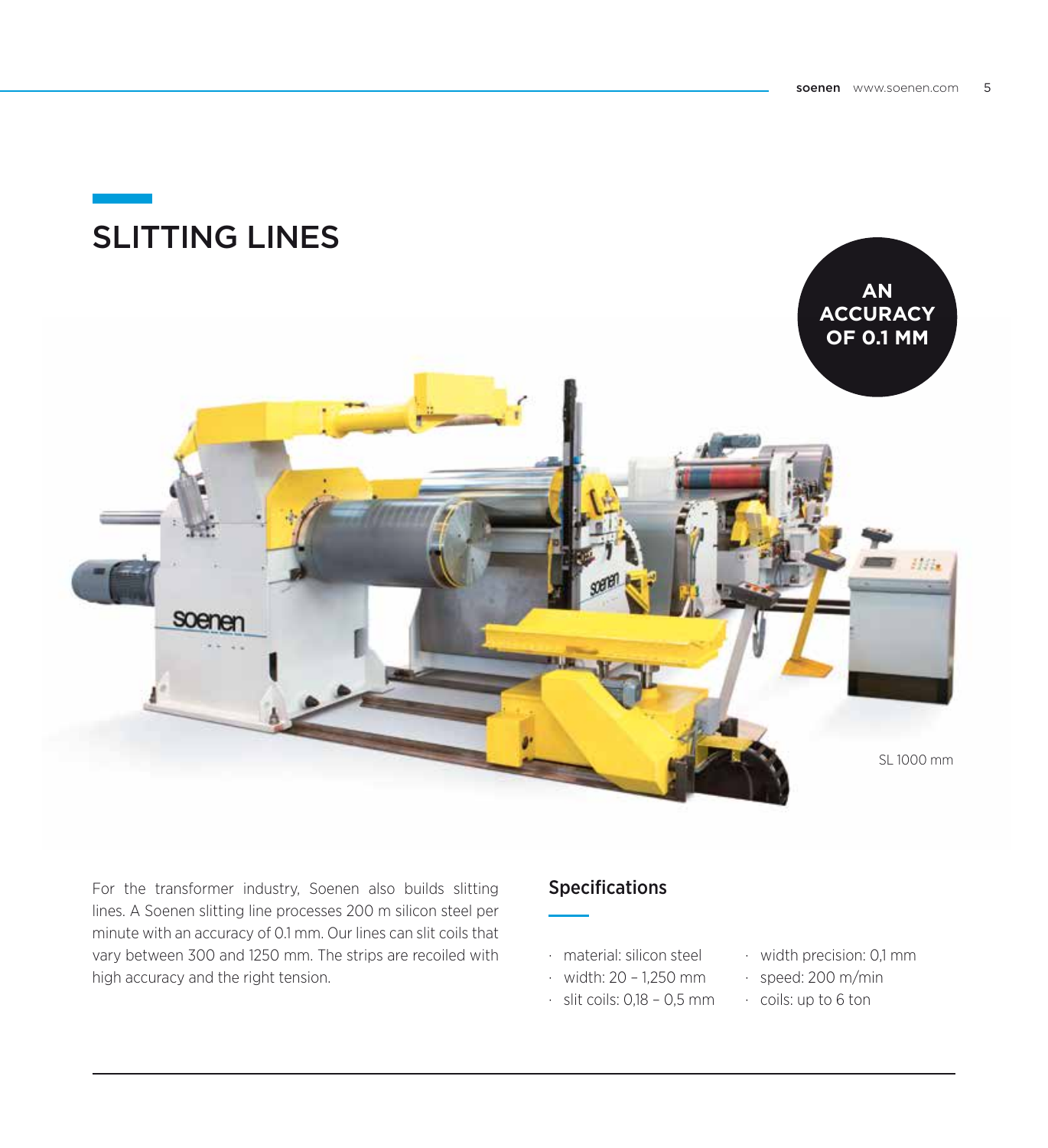# SLITTING LINES

**AN ACCURACY OF 0.1 MM**

SL 1000 mm

For the transformer industry, Soenen also builds slitting lines. A Soenen slitting line processes 200 m silicon steel per minute with an accuracy of 0.1 mm. Our lines can slit coils that vary between 300 and 1250 mm. The strips are recoiled with high accuracy and the right tension.

## Specifications

- material: silicon steel
- width: 20 – 1,250 mm
- slit coils: 0,18 – 0,5 mm
- width precision: 0,1 mm
- speed: 200 m/min
- coils: up to 6 ton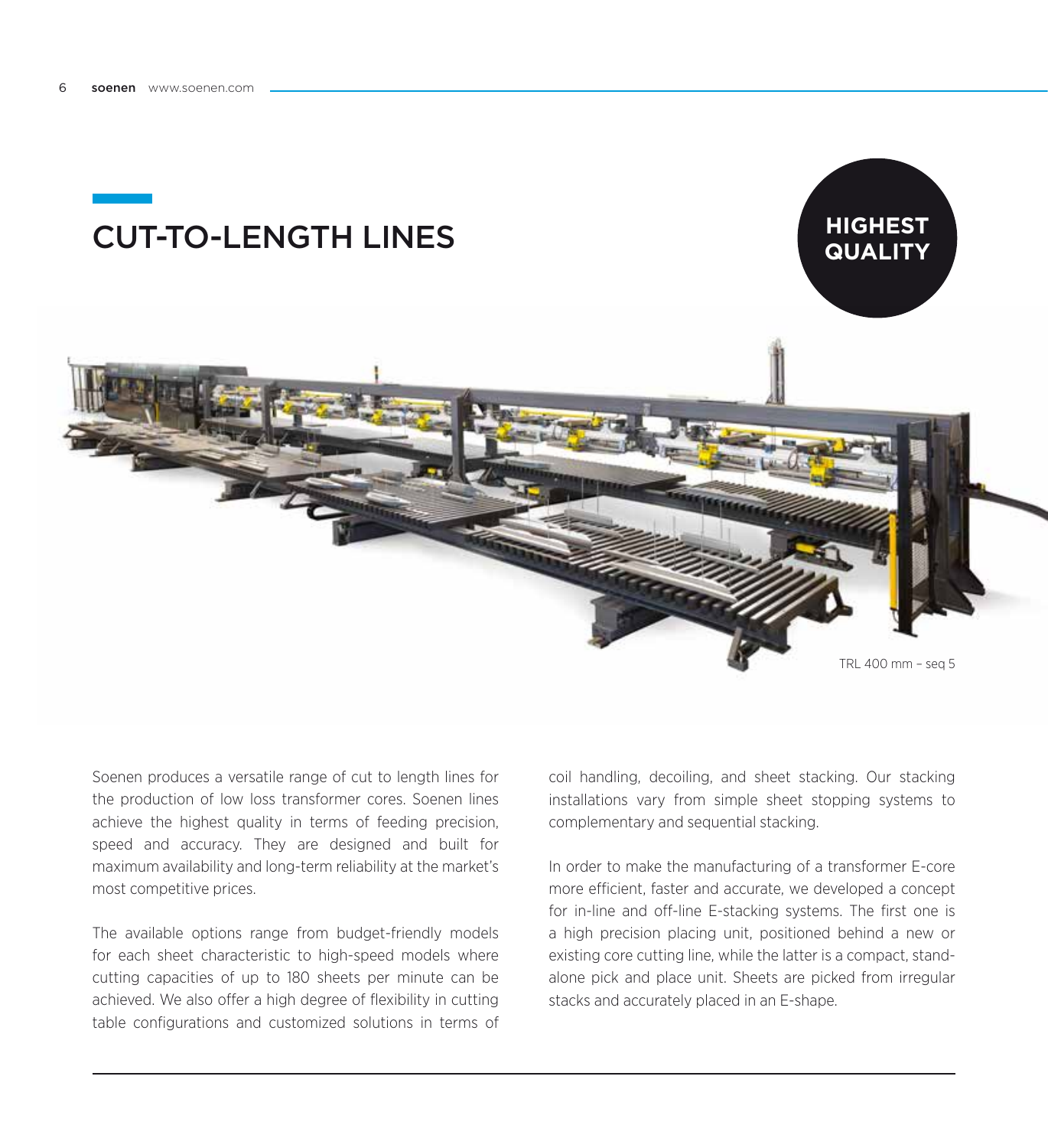# CUT-TO-LENGTH LINES

**HIGHEST QUALITY**

TRL 400 mm – seq 5

Soenen produces a versatile range of cut to length lines for the production of low loss transformer cores. Soenen lines achieve the highest quality in terms of feeding precision, speed and accuracy. They are designed and built for maximum availability and long-term reliability at the market's most competitive prices.

The available options range from budget-friendly models for each sheet characteristic to high-speed models where cutting capacities of up to 180 sheets per minute can be achieved. We also offer a high degree of flexibility in cutting table configurations and customized solutions in terms of coil handling, decoiling, and sheet stacking. Our stacking installations vary from simple sheet stopping systems to complementary and sequential stacking.

In order to make the manufacturing of a transformer E-core more efficient, faster and accurate, we developed a concept for in-line and off-line E-stacking systems. The first one is a high precision placing unit, positioned behind a new or existing core cutting line, while the latter is a compact, stand-alone pick and place unit. Sheets are picked from irregular stacks and accurately placed in an E-shape.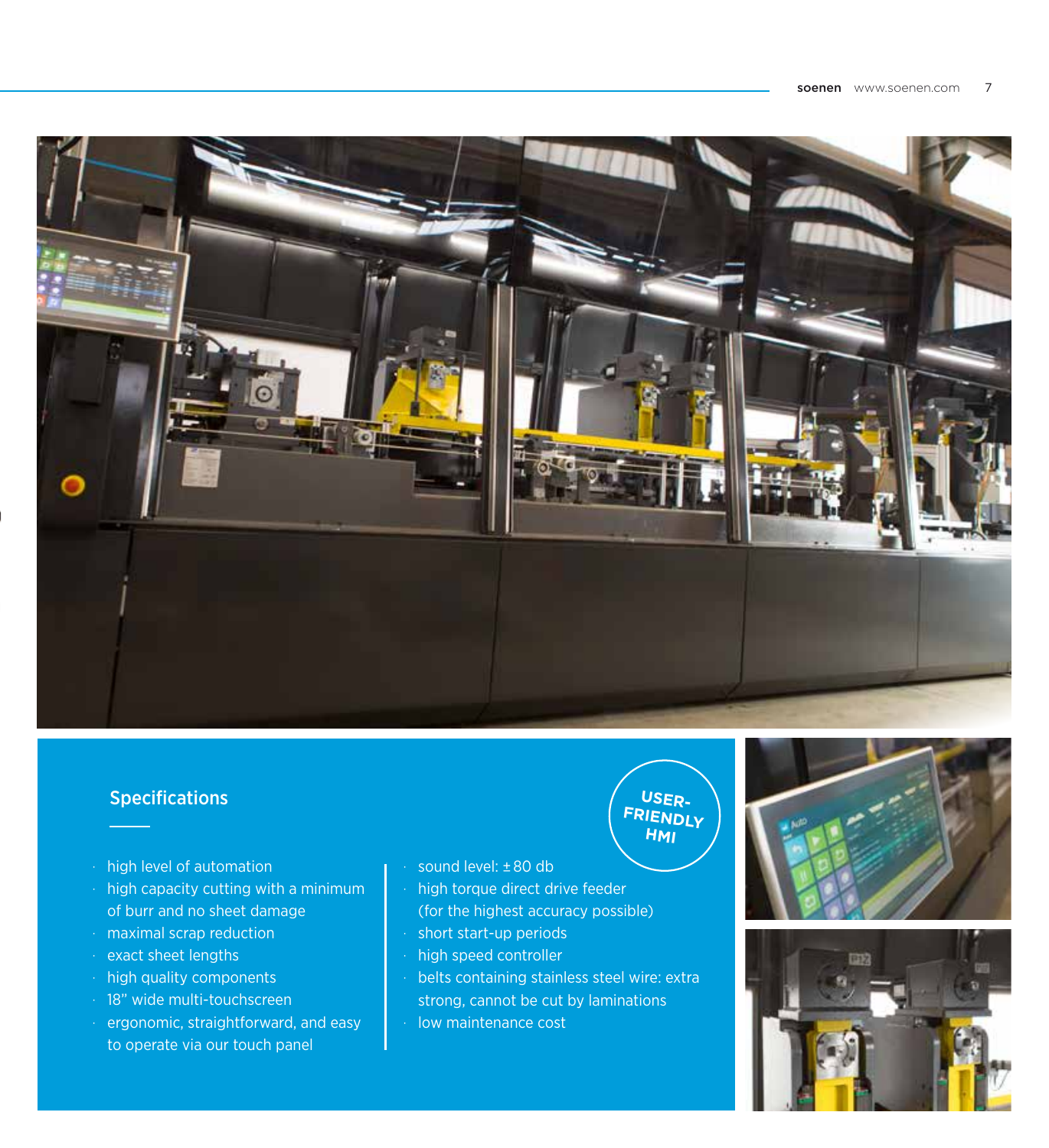## Specifications

- high level of automation
- high capacity cutting with a minimum of burr and no sheet damage
- maximal scrap reduction
- exact sheet lengths
- high quality components
- 18" wide multi-touchscreen
- ergonomic, straightforward, and easy to operate via our touch panel
- sound level: ± 80 db
- high torque direct drive feeder (for the highest accuracy possible)
- short start-up periods
- high speed controller
- belts containing stainless steel wire: extra strong, cannot be cut by laminations
- low maintenance cost

USER-FRIENDLY HMI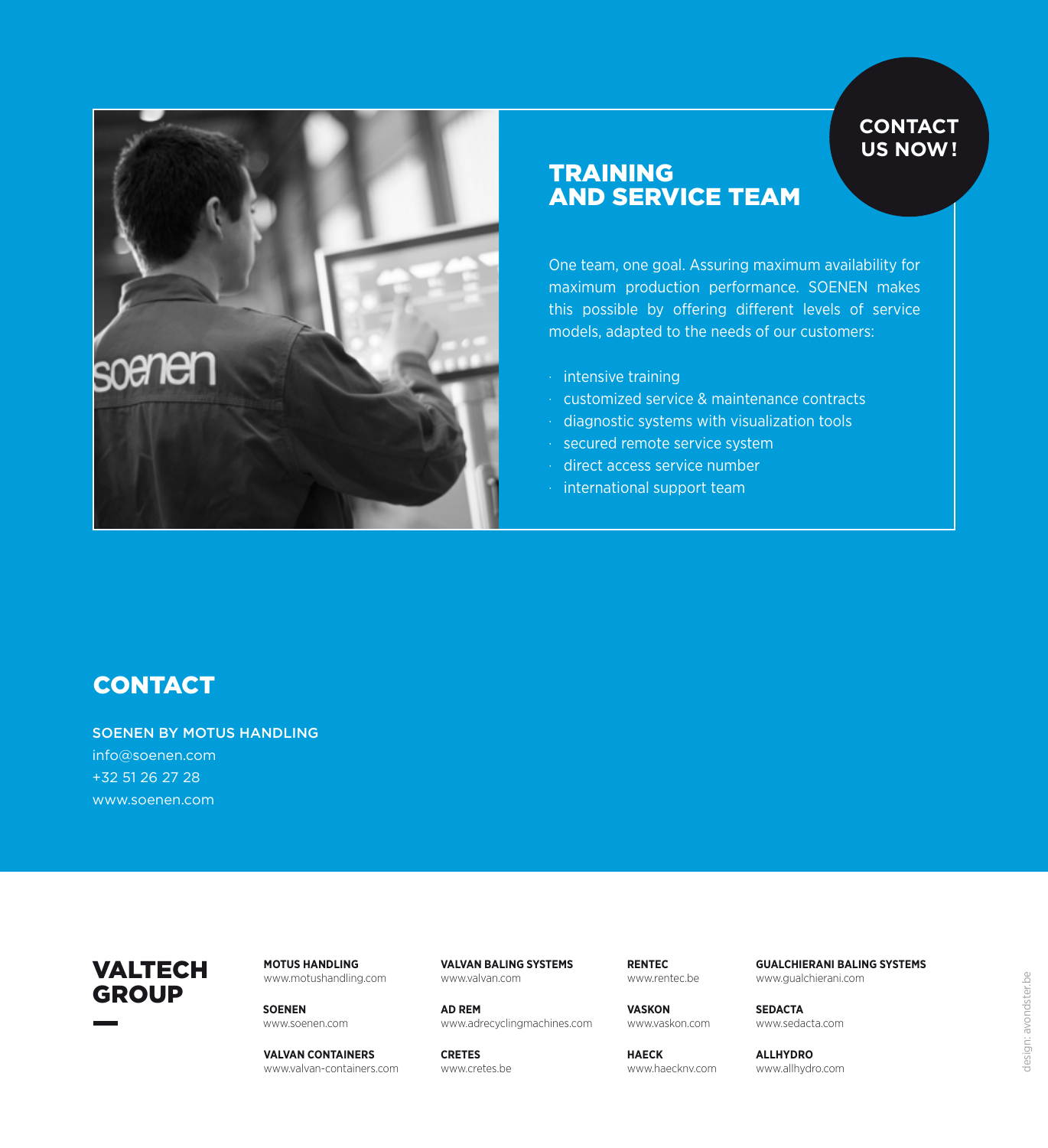CONTACT US NOW!

## TRAINING AND SERVICE TEAM

One team, one goal. Assuring maximum availability for maximum production performance. SOENEN makes this possible by offering different levels of service models, adapted to the needs of our customers:

- intensive training
- customized service & maintenance contracts
- diagnostic systems with visualization tools
- secured remote service system
- direct access service number
- international support team

## CONTACT

SOENEN BY MOTUS HANDLING
info@soenen.com
+32 51 26 27 28
www.soenen.com

## VALTECH GROUP

**MOTUS HANDLING**
www.motushandling.com

**SOENEN**
www.soenen.com

**VALVAN CONTAINERS**
www.valvan-containers.com

**VALVAN BALING SYSTEMS**
www.valvan.com

**AD REM**
www.adrecyclingmachines.com

**CRETES**
www.cretes.be

**RENTEC**
www.rentec.be

**VASKON**
www.vaskon.com

**HAECK**
www.haecknv.com

**GUALCHIERANI BALING SYSTEMS**
www.gualchierani.com

**SEDACTA**
www.sedacta.com

**ALLHYDRO**
www.allhydro.com

design: avondster.be